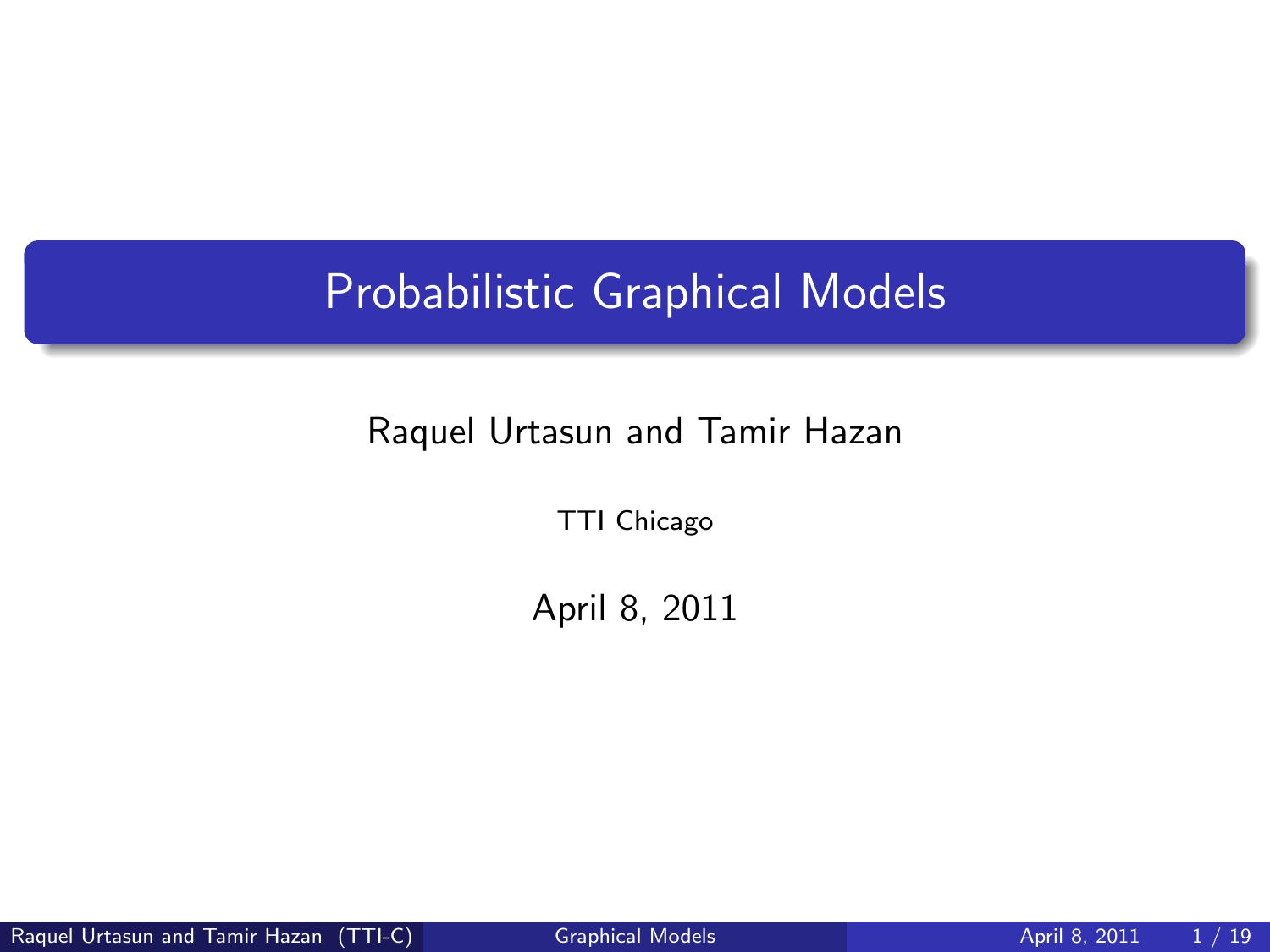# Probabilistic Graphical Models

Raquel Urtasun and Tamir Hazan

TTI Chicago

April 8, 2011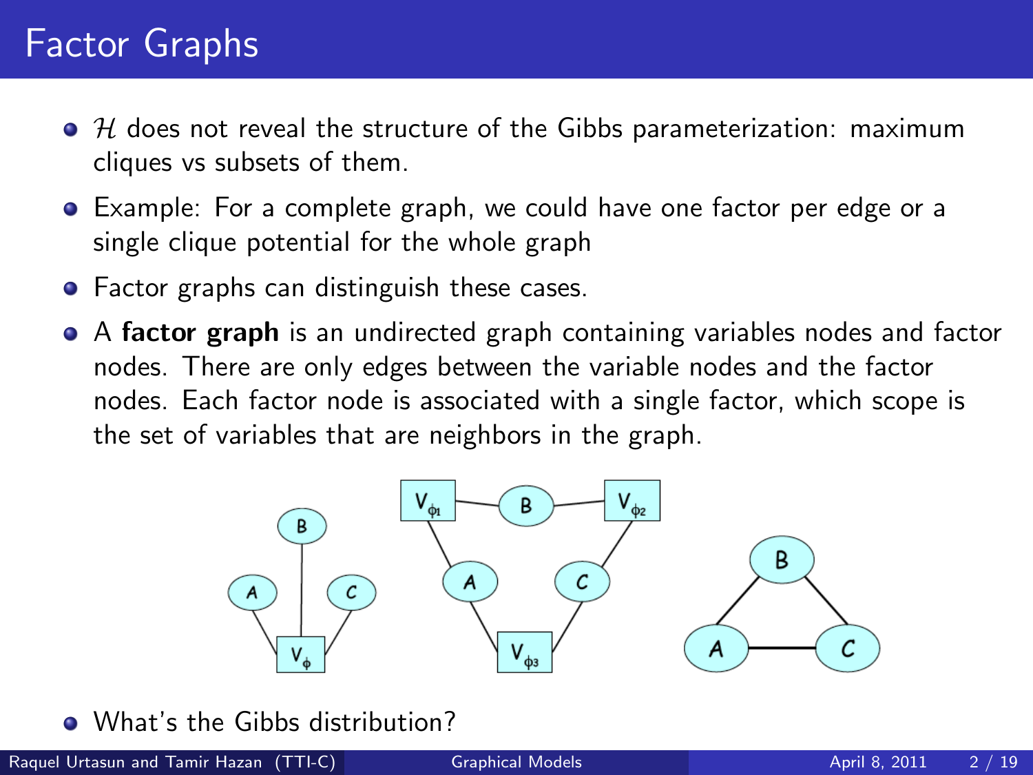# Factor Graphs

- $\mathcal{H}$ does not reveal the structure of the Gibbs parameterization: maximum cliques vs subsets of them.
- Example: For a complete graph, we could have one factor per edge or a single clique potential for the whole graph
- Factor graphs can distinguish these cases.
- A **factor graph** is an undirected graph containing variables nodes and factor nodes. There are only edges between the variable nodes and the factor nodes. Each factor node is associated with a single factor, which scope is the set of variables that are neighbors in the graph.
- What's the Gibbs distribution?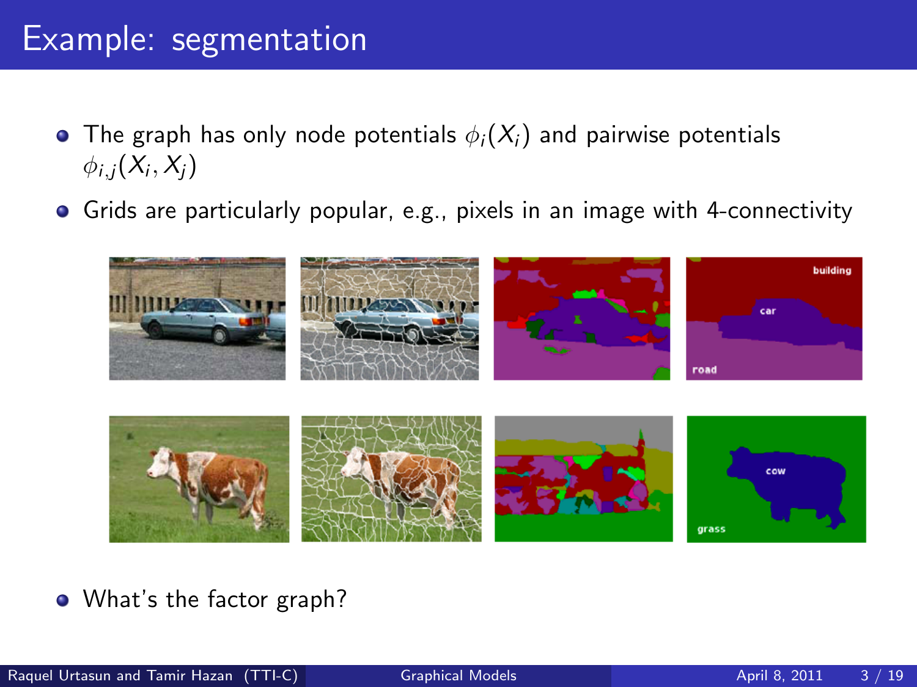# Example: segmentation

- The graph has only node potentials $\phi_i(X_i)$ and pairwise potentials $\phi_{i,j}(X_i, X_j)$
- Grids are particularly popular, e.g., pixels in an image with 4-connectivity
- What's the factor graph?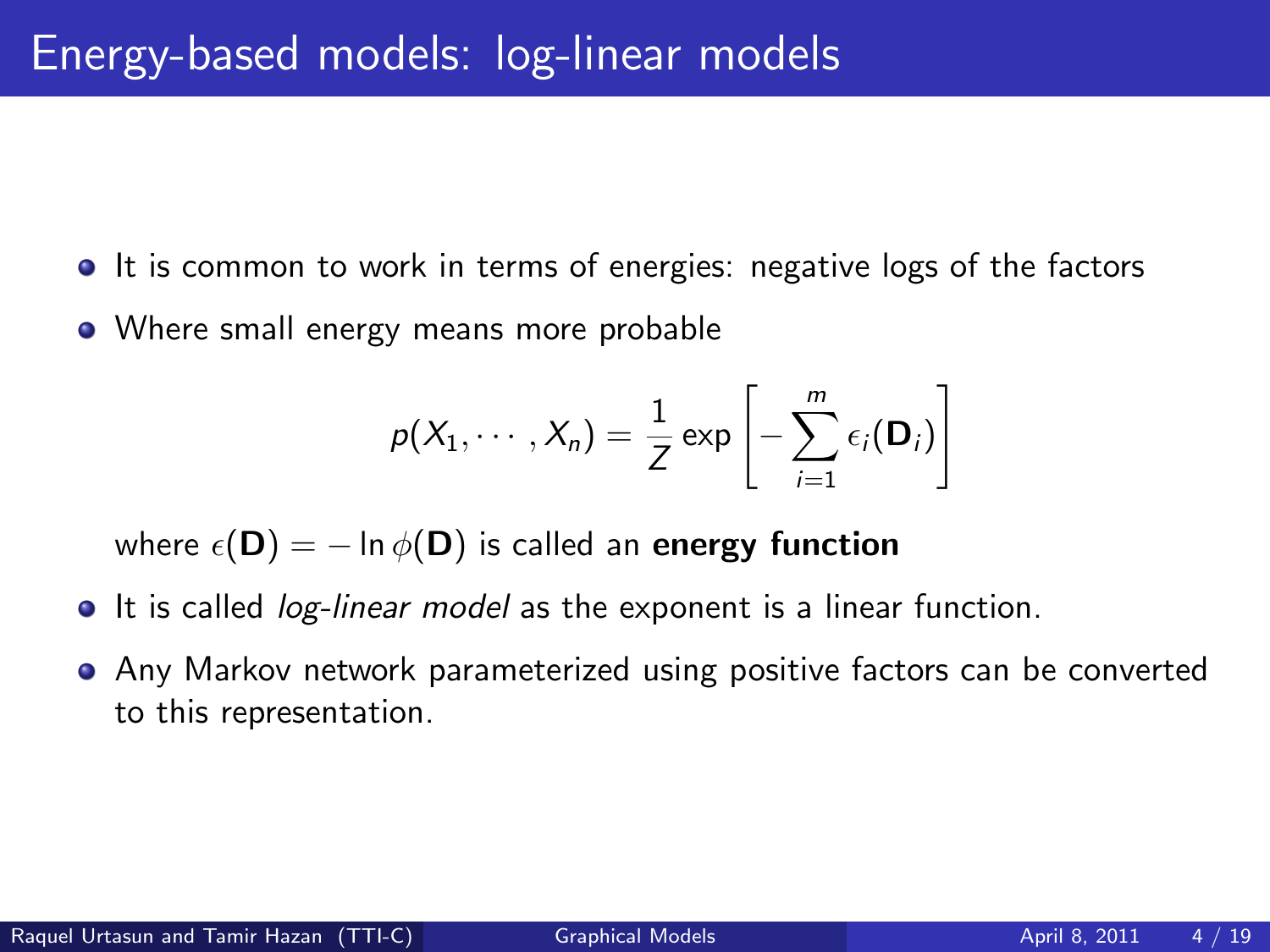# Energy-based models: log-linear models

- It is common to work in terms of energies: negative logs of the factors
- Where small energy means more probable

$$p(X_1, \cdots, X_n) = \frac{1}{Z} \exp\left[-\sum_{i=1}^{m} \epsilon_i(\mathbf{D}_i)\right]$$

  where $\epsilon(\mathbf{D}) = -\ln \phi(\mathbf{D})$ is called an **energy function**

- It is called *log-linear model* as the exponent is a linear function.
- Any Markov network parameterized using positive factors can be converted to this representation.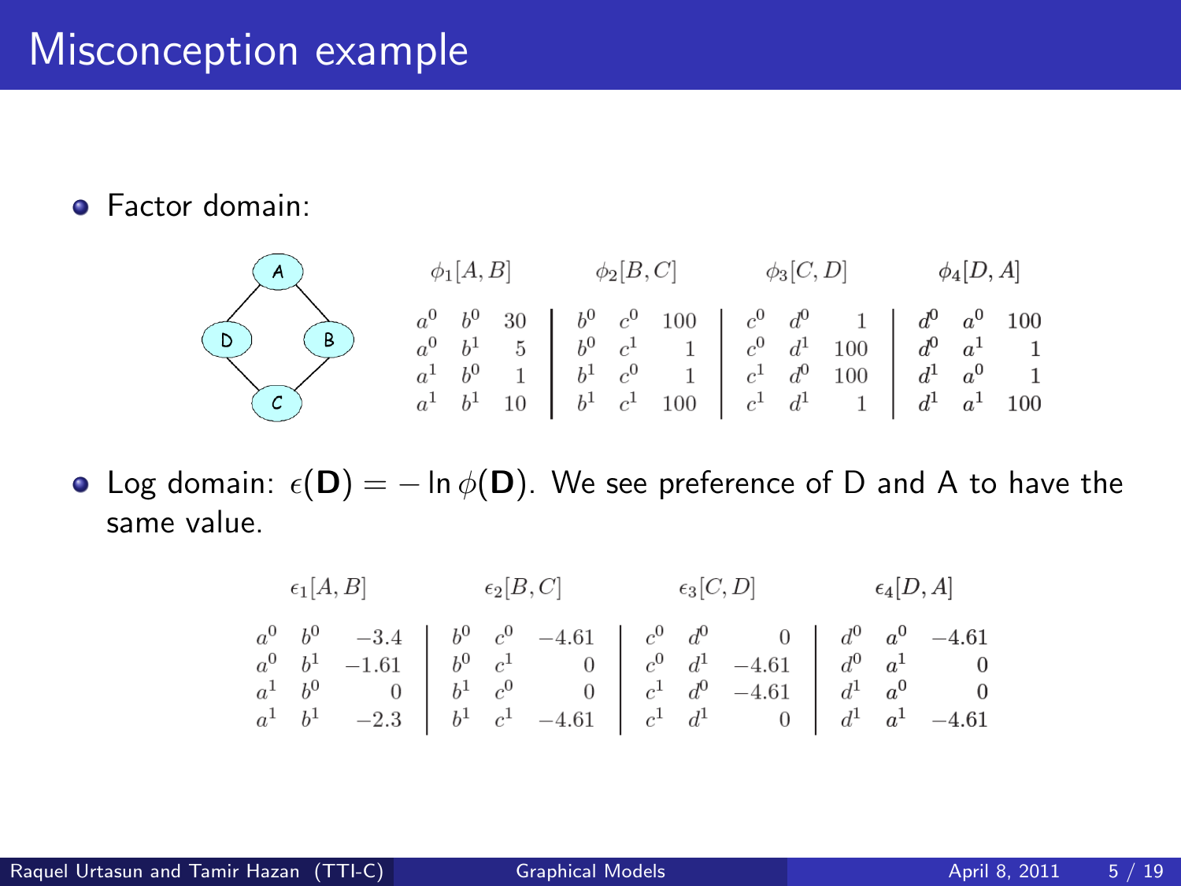# Misconception example

- Factor domain:

| $\phi_1[A,B]$ | | | $\phi_2[B,C]$ | | | $\phi_3[C,D]$ | | | $\phi_4[D,A]$ | | |
|---|---|---|---|---|---|---|---|---|---|---|---|
| $a^0$ | $b^0$ | 30 | $b^0$ | $c^0$ | 100 | $c^0$ | $d^0$ | 1 | $d^0$ | $a^0$ | 100 |
| $a^0$ | $b^1$ | 5 | $b^0$ | $c^1$ | 1 | $c^0$ | $d^1$ | 100 | $d^0$ | $a^1$ | 1 |
| $a^1$ | $b^0$ | 1 | $b^1$ | $c^0$ | 1 | $c^1$ | $d^0$ | 100 | $d^1$ | $a^0$ | 1 |
| $a^1$ | $b^1$ | 10 | $b^1$ | $c^1$ | 100 | $c^1$ | $d^1$ | 1 | $d^1$ | $a^1$ | 100 |

- Log domain: $\epsilon(\mathbf{D}) = -\ln \phi(\mathbf{D})$. We see preference of D and A to have the same value.

| $\epsilon_1[A,B]$ | | | $\epsilon_2[B,C]$ | | | $\epsilon_3[C,D]$ | | | $\epsilon_4[D,A]$ | | |
|---|---|---|---|---|---|---|---|---|---|---|---|
| $a^0$ | $b^0$ | $-3.4$ | $b^0$ | $c^0$ | $-4.61$ | $c^0$ | $d^0$ | 0 | $d^0$ | $a^0$ | $-4.61$ |
| $a^0$ | $b^1$ | $-1.61$ | $b^0$ | $c^1$ | 0 | $c^0$ | $d^1$ | $-4.61$ | $d^0$ | $a^1$ | 0 |
| $a^1$ | $b^0$ | 0 | $b^1$ | $c^0$ | 0 | $c^1$ | $d^0$ | $-4.61$ | $d^1$ | $a^0$ | 0 |
| $a^1$ | $b^1$ | $-2.3$ | $b^1$ | $c^1$ | $-4.61$ | $c^1$ | $d^1$ | 0 | $d^1$ | $a^1$ | $-4.61$ |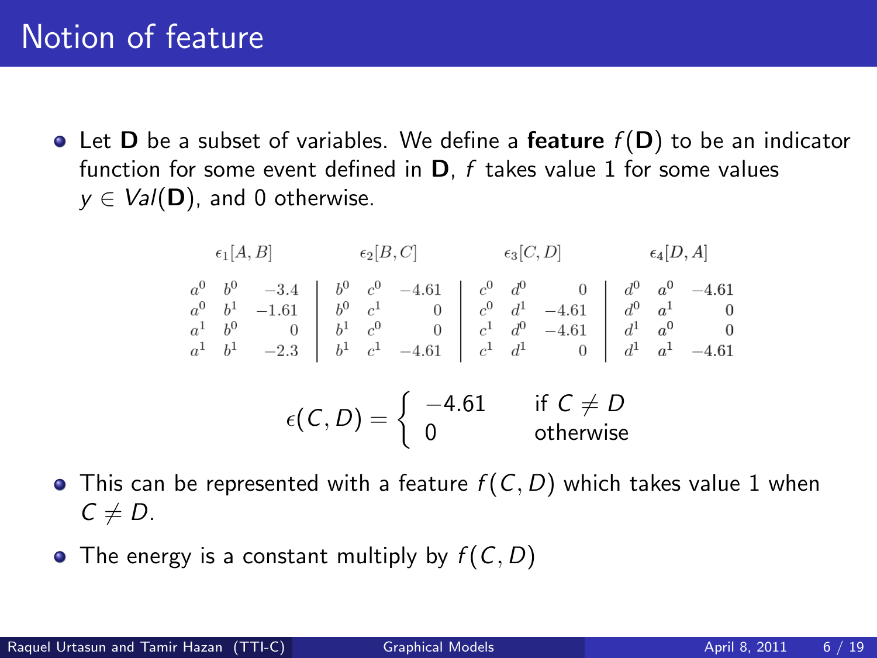# Notion of feature

- Let **D** be a subset of variables. We define a **feature** $f(\mathbf{D})$ to be an indicator function for some event defined in **D**, $f$ takes value 1 for some values $y \in Val(\mathbf{D})$, and 0 otherwise.

| $\epsilon_1[A,B]$ | | | $\epsilon_2[B,C]$ | | | $\epsilon_3[C,D]$ | | | $\epsilon_4[D,A]$ | | |
|---|---|---|---|---|---|---|---|---|---|---|---|
| $a^0$ | $b^0$ | $-3.4$ | $b^0$ | $c^0$ | $-4.61$ | $c^0$ | $d^0$ | $0$ | $d^0$ | $a^0$ | $-4.61$ |
| $a^0$ | $b^1$ | $-1.61$ | $b^0$ | $c^1$ | $0$ | $c^0$ | $d^1$ | $-4.61$ | $d^0$ | $a^1$ | $0$ |
| $a^1$ | $b^0$ | $0$ | $b^1$ | $c^0$ | $0$ | $c^1$ | $d^0$ | $-4.61$ | $d^1$ | $a^0$ | $0$ |
| $a^1$ | $b^1$ | $-2.3$ | $b^1$ | $c^1$ | $-4.61$ | $c^1$ | $d^1$ | $0$ | $d^1$ | $a^1$ | $-4.61$ |

$$\epsilon(C,D) = \begin{cases} -4.61 & \text{if } C \neq D \\ 0 & \text{otherwise} \end{cases}$$

- This can be represented with a feature $f(C,D)$ which takes value 1 when $C \neq D$.
- The energy is a constant multiply by $f(C,D)$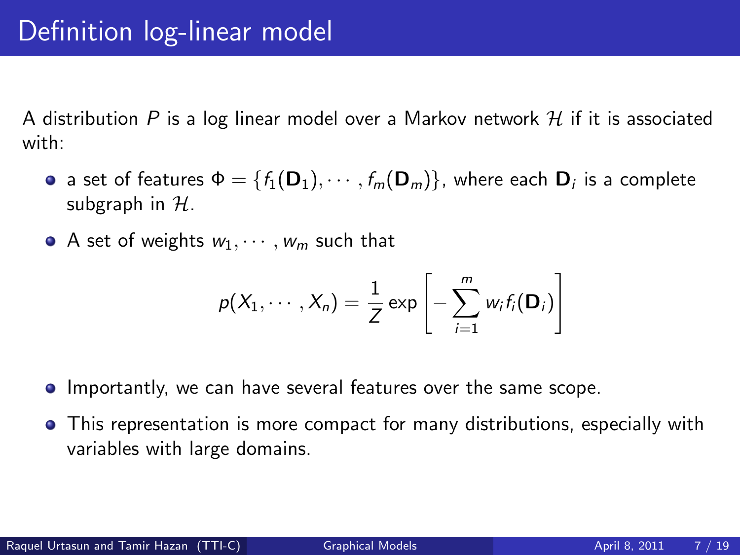# Definition log-linear model

A distribution $P$ is a log linear model over a Markov network $\mathcal{H}$ if it is associated with:

- a set of features $\Phi = \{f_1(\mathbf{D}_1), \cdots, f_m(\mathbf{D}_m)\}$, where each $\mathbf{D}_i$ is a complete subgraph in $\mathcal{H}$.
- A set of weights $w_1, \cdots, w_m$ such that

$$p(X_1, \cdots, X_n) = \frac{1}{Z} \exp\left[-\sum_{i=1}^{m} w_i f_i(\mathbf{D}_i)\right]$$

- Importantly, we can have several features over the same scope.
- This representation is more compact for many distributions, especially with variables with large domains.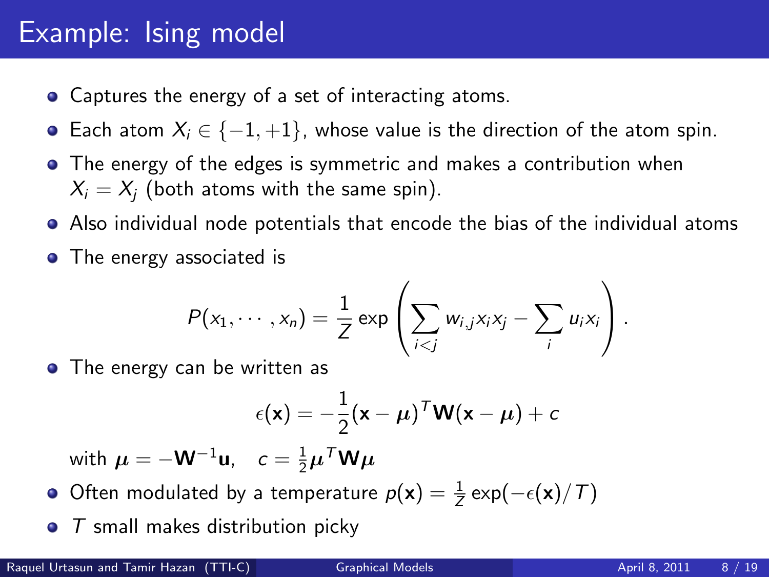# Example: Ising model

- Captures the energy of a set of interacting atoms.
- Each atom $X_i \in \{-1, +1\}$, whose value is the direction of the atom spin.
- The energy of the edges is symmetric and makes a contribution when $X_i = X_j$ (both atoms with the same spin).
- Also individual node potentials that encode the bias of the individual atoms
- The energy associated is

$$P(x_1, \cdots, x_n) = \frac{1}{Z} \exp\left( \sum_{i<j} w_{i,j} x_i x_j - \sum_i u_i x_i \right).$$

- The energy can be written as

$$\epsilon(\mathbf{x}) = -\frac{1}{2}(\mathbf{x} - \boldsymbol{\mu})^T \mathbf{W} (\mathbf{x} - \boldsymbol{\mu}) + c$$

  with $\boldsymbol{\mu} = -\mathbf{W}^{-1}\mathbf{u}, \quad c = \frac{1}{2}\boldsymbol{\mu}^T \mathbf{W} \boldsymbol{\mu}$

- Often modulated by a temperature $p(\mathbf{x}) = \frac{1}{Z}\exp(-\epsilon(\mathbf{x})/T)$
- $T$ small makes distribution picky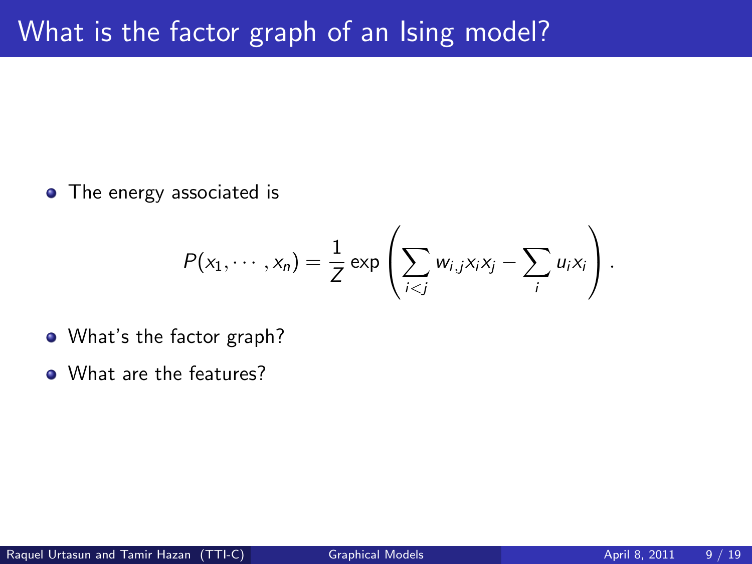# What is the factor graph of an Ising model?

- The energy associated is

$$P(x_1, \cdots, x_n) = \frac{1}{Z} \exp\left( \sum_{i<j} w_{i,j} x_i x_j - \sum_i u_i x_i \right).$$

- What's the factor graph?
- What are the features?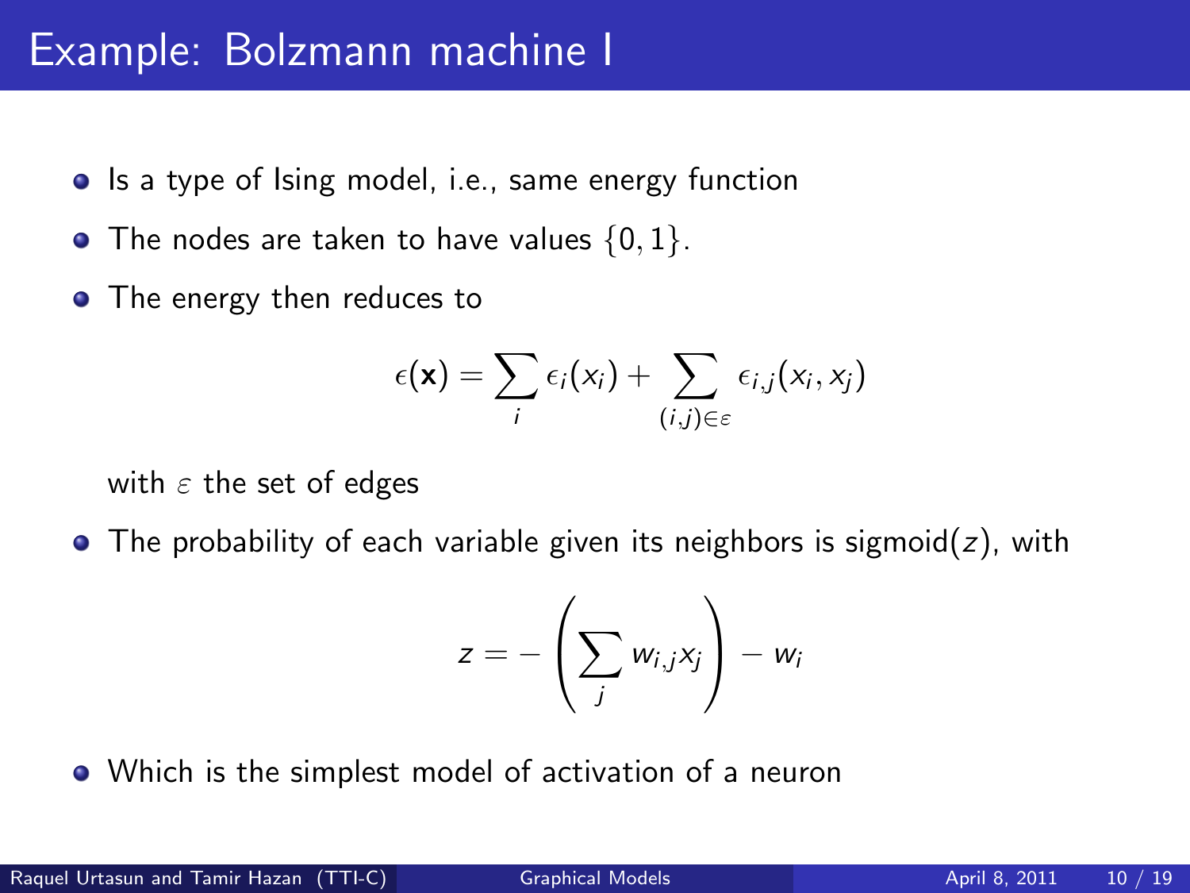# Example: Bolzmann machine I

- Is a type of Ising model, i.e., same energy function
- The nodes are taken to have values $\{0, 1\}$.
- The energy then reduces to

$$\epsilon(\mathbf{x}) = \sum_i \epsilon_i(x_i) + \sum_{(i,j)\in\varepsilon} \epsilon_{i,j}(x_i, x_j)$$

  with $\varepsilon$ the set of edges

- The probability of each variable given its neighbors is sigmoid($z$), with

$$z = -\left(\sum_j w_{i,j} x_j\right) - w_i$$

- Which is the simplest model of activation of a neuron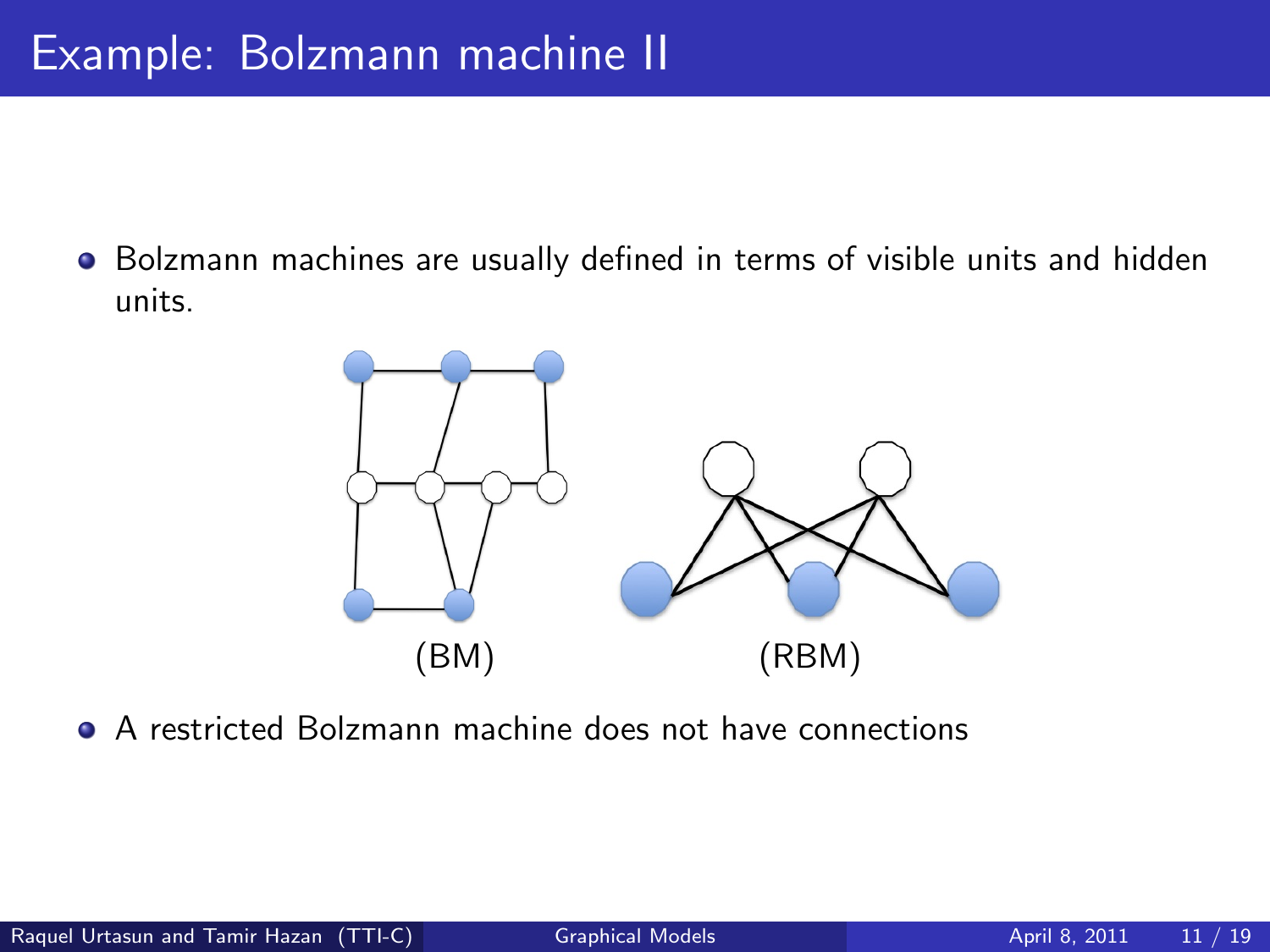# Example: Bolzmann machine II

- Bolzmann machines are usually defined in terms of visible units and hidden units.

(BM) (RBM)

- A restricted Bolzmann machine does not have connections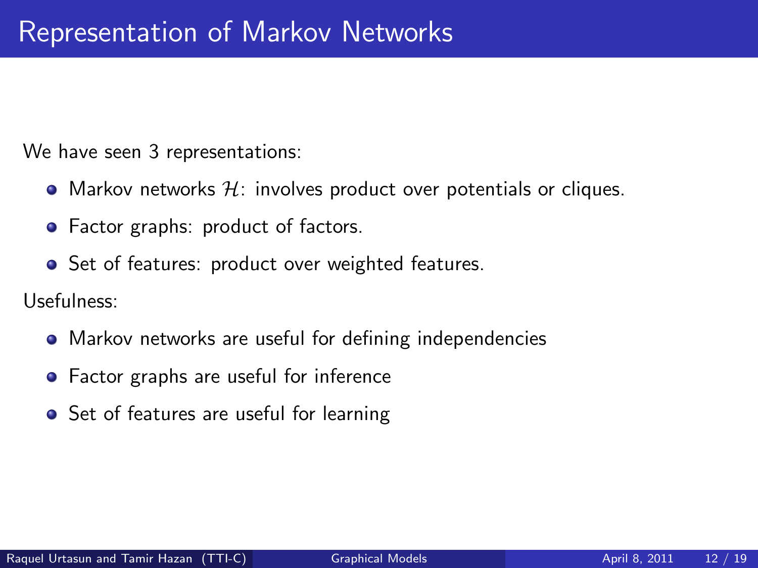# Representation of Markov Networks

We have seen 3 representations:

- Markov networks $\mathcal{H}$: involves product over potentials or cliques.
- Factor graphs: product of factors.
- Set of features: product over weighted features.

Usefulness:

- Markov networks are useful for defining independencies
- Factor graphs are useful for inference
- Set of features are useful for learning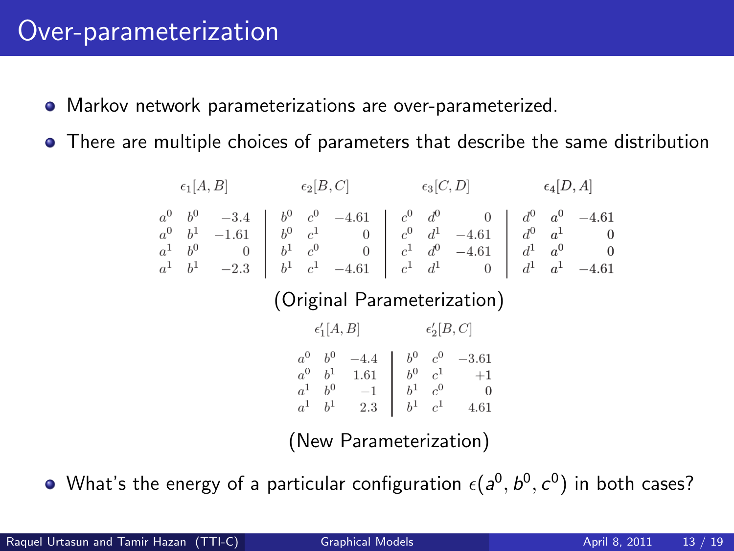# Over-parameterization

- Markov network parameterizations are over-parameterized.
- There are multiple choices of parameters that describe the same distribution

| $\epsilon_1[A,B]$ | | | $\epsilon_2[B,C]$ | | | $\epsilon_3[C,D]$ | | | $\epsilon_4[D,A]$ | | |
|---|---|---|---|---|---|---|---|---|---|---|---|
| $a^0$ | $b^0$ | $-3.4$ | $b^0$ | $c^0$ | $-4.61$ | $c^0$ | $d^0$ | $0$ | $d^0$ | $a^0$ | $-4.61$ |
| $a^0$ | $b^1$ | $-1.61$ | $b^0$ | $c^1$ | $0$ | $c^0$ | $d^1$ | $-4.61$ | $d^0$ | $a^1$ | $0$ |
| $a^1$ | $b^0$ | $0$ | $b^1$ | $c^0$ | $0$ | $c^1$ | $d^0$ | $-4.61$ | $d^1$ | $a^0$ | $0$ |
| $a^1$ | $b^1$ | $-2.3$ | $b^1$ | $c^1$ | $-4.61$ | $c^1$ | $d^1$ | $0$ | $d^1$ | $a^1$ | $-4.61$ |

(Original Parameterization)

| $\epsilon'_1[A,B]$ | | | $\epsilon'_2[B,C]$ | | |
|---|---|---|---|---|---|
| $a^0$ | $b^0$ | $-4.4$ | $b^0$ | $c^0$ | $-3.61$ |
| $a^0$ | $b^1$ | $1.61$ | $b^0$ | $c^1$ | $+1$ |
| $a^1$ | $b^0$ | $-1$ | $b^1$ | $c^0$ | $0$ |
| $a^1$ | $b^1$ | $2.3$ | $b^1$ | $c^1$ | $4.61$ |

(New Parameterization)

- What's the energy of a particular configuration $\epsilon(a^0, b^0, c^0)$ in both cases?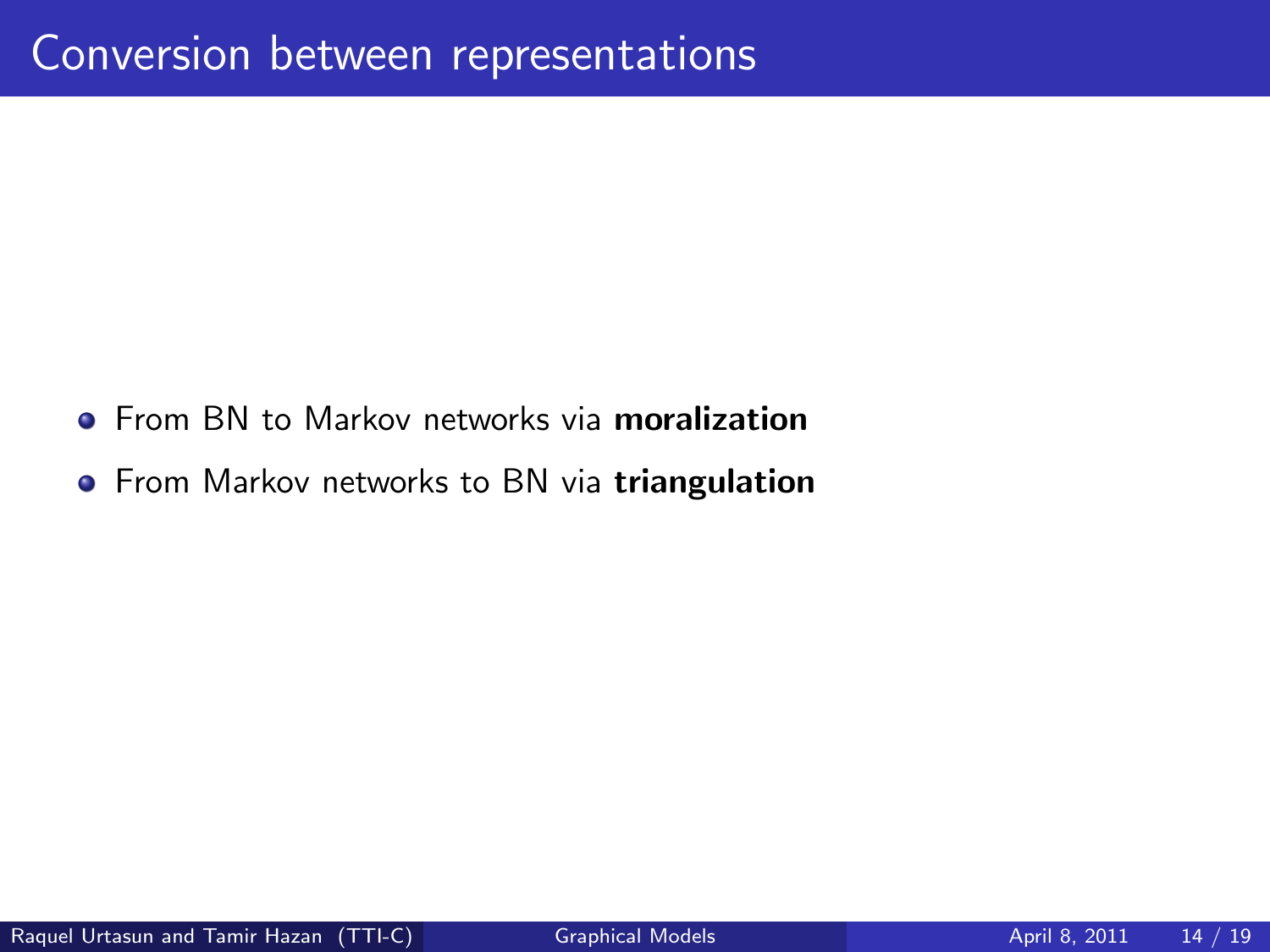# Conversion between representations

- From BN to Markov networks via **moralization**
- From Markov networks to BN via **triangulation**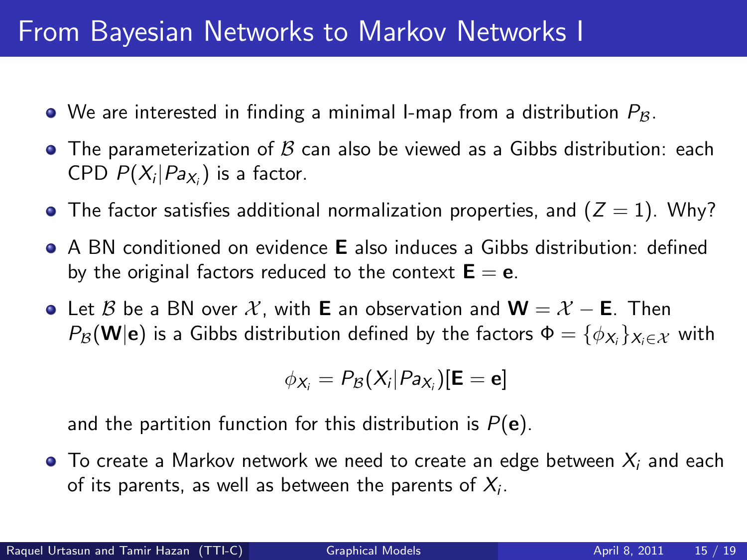# From Bayesian Networks to Markov Networks I

- We are interested in finding a minimal I-map from a distribution $P_{\mathcal{B}}$.
- The parameterization of $\mathcal{B}$ can also be viewed as a Gibbs distribution: each CPD $P(X_i|Pa_{X_i})$ is a factor.
- The factor satisfies additional normalization properties, and $(Z = 1)$. Why?
- A BN conditioned on evidence $\mathbf{E}$ also induces a Gibbs distribution: defined by the original factors reduced to the context $\mathbf{E} = \mathbf{e}$.
- Let $\mathcal{B}$ be a BN over $\mathcal{X}$, with $\mathbf{E}$ an observation and $\mathbf{W} = \mathcal{X} - \mathbf{E}$. Then $P_{\mathcal{B}}(\mathbf{W}|\mathbf{e})$ is a Gibbs distribution defined by the factors $\Phi = \{\phi_{X_i}\}_{X_i \in \mathcal{X}}$ with

$$\phi_{X_i} = P_{\mathcal{B}}(X_i|Pa_{X_i})[\mathbf{E} = \mathbf{e}]$$

  and the partition function for this distribution is $P(\mathbf{e})$.
- To create a Markov network we need to create an edge between $X_i$ and each of its parents, as well as between the parents of $X_i$.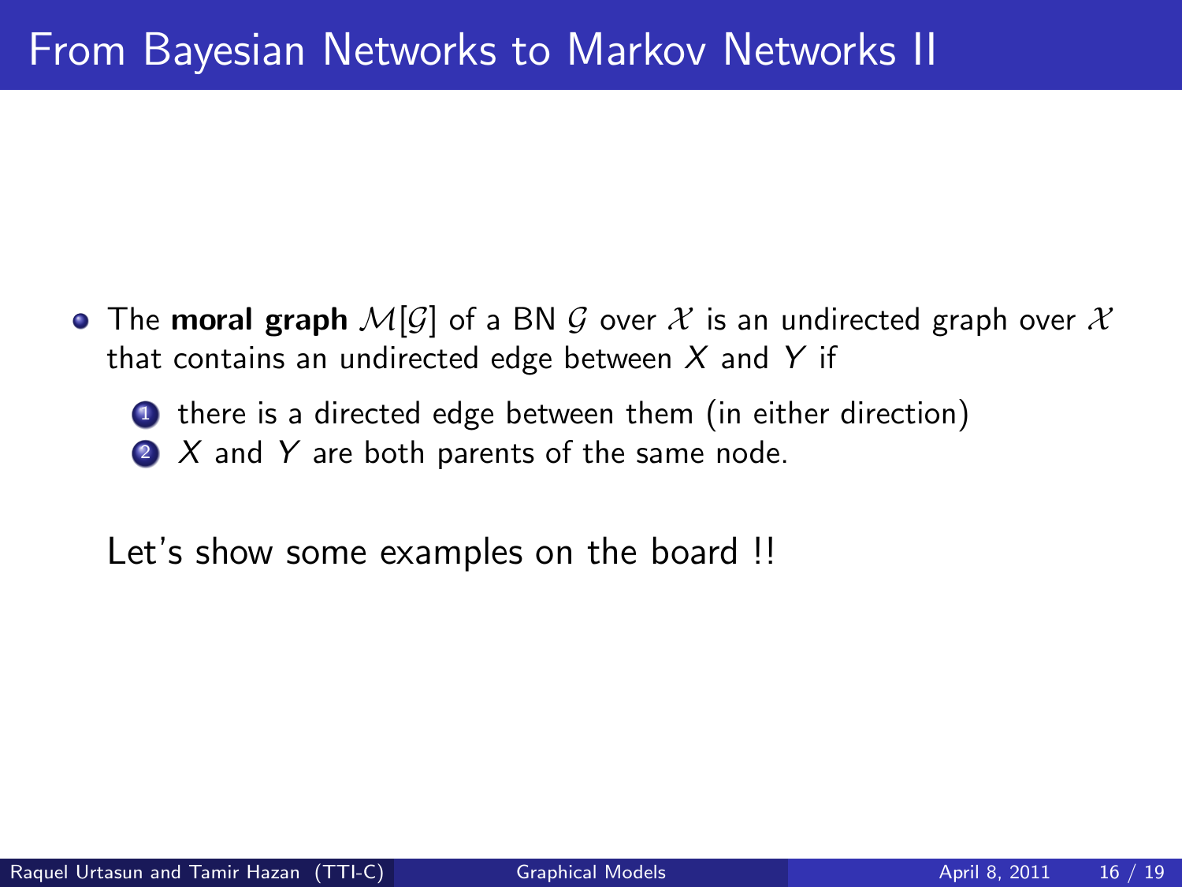# From Bayesian Networks to Markov Networks II

- The **moral graph** $\mathcal{M}[\mathcal{G}]$ of a BN $\mathcal{G}$ over $\mathcal{X}$ is an undirected graph over $\mathcal{X}$ that contains an undirected edge between $X$ and $Y$ if
  1. there is a directed edge between them (in either direction)
  2. $X$ and $Y$ are both parents of the same node.

  Let's show some examples on the board !!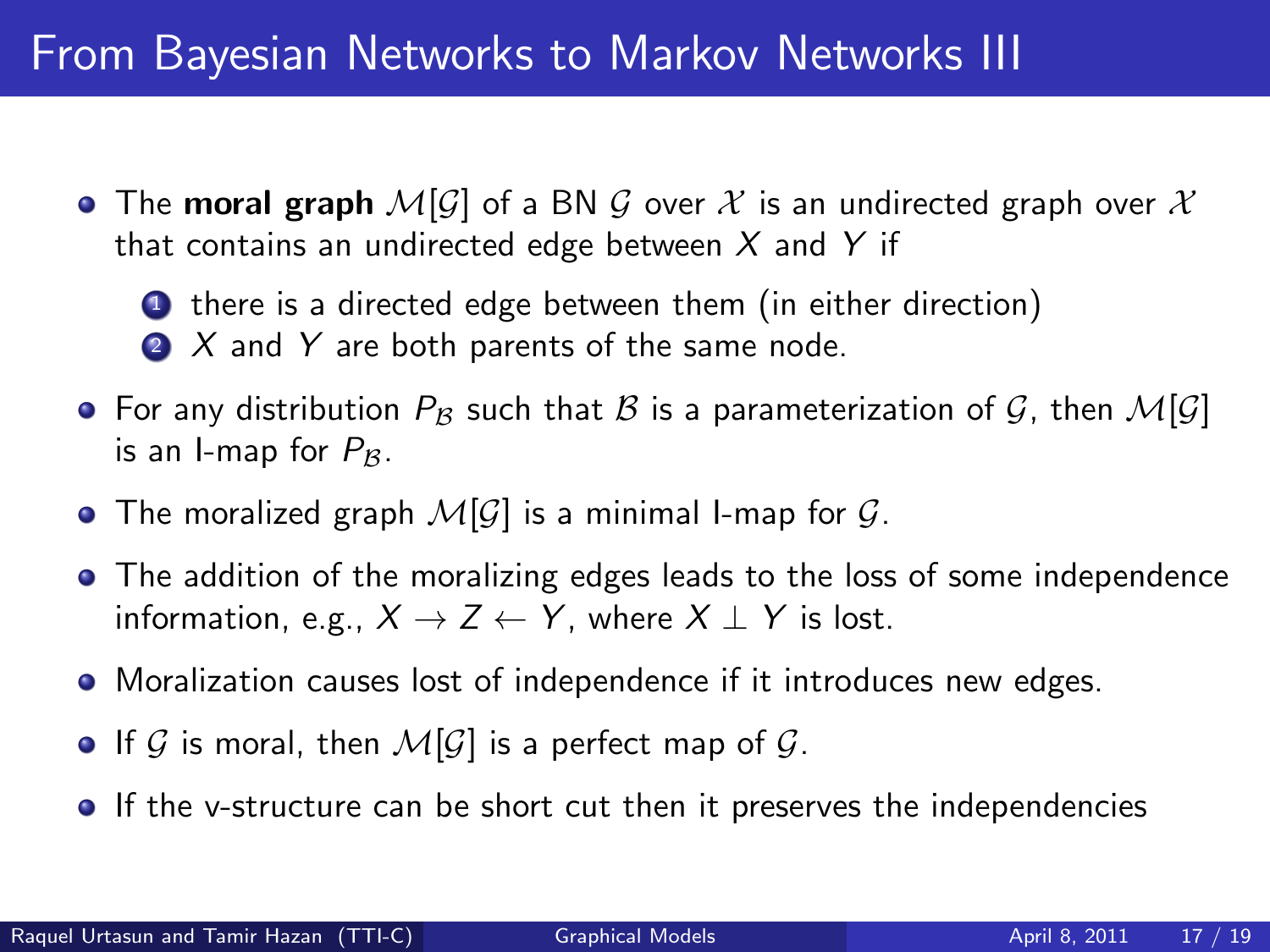# From Bayesian Networks to Markov Networks III

- The **moral graph** $\mathcal{M}[\mathcal{G}]$ of a BN $\mathcal{G}$ over $\mathcal{X}$ is an undirected graph over $\mathcal{X}$ that contains an undirected edge between $X$ and $Y$ if
  1. there is a directed edge between them (in either direction)
  2. $X$ and $Y$ are both parents of the same node.
- For any distribution $P_{\mathcal{B}}$ such that $\mathcal{B}$ is a parameterization of $\mathcal{G}$, then $\mathcal{M}[\mathcal{G}]$ is an I-map for $P_{\mathcal{B}}$.
- The moralized graph $\mathcal{M}[\mathcal{G}]$ is a minimal I-map for $\mathcal{G}$.
- The addition of the moralizing edges leads to the loss of some independence information, e.g., $X \rightarrow Z \leftarrow Y$, where $X \perp Y$ is lost.
- Moralization causes lost of independence if it introduces new edges.
- If $\mathcal{G}$ is moral, then $\mathcal{M}[\mathcal{G}]$ is a perfect map of $\mathcal{G}$.
- If the v-structure can be short cut then it preserves the independencies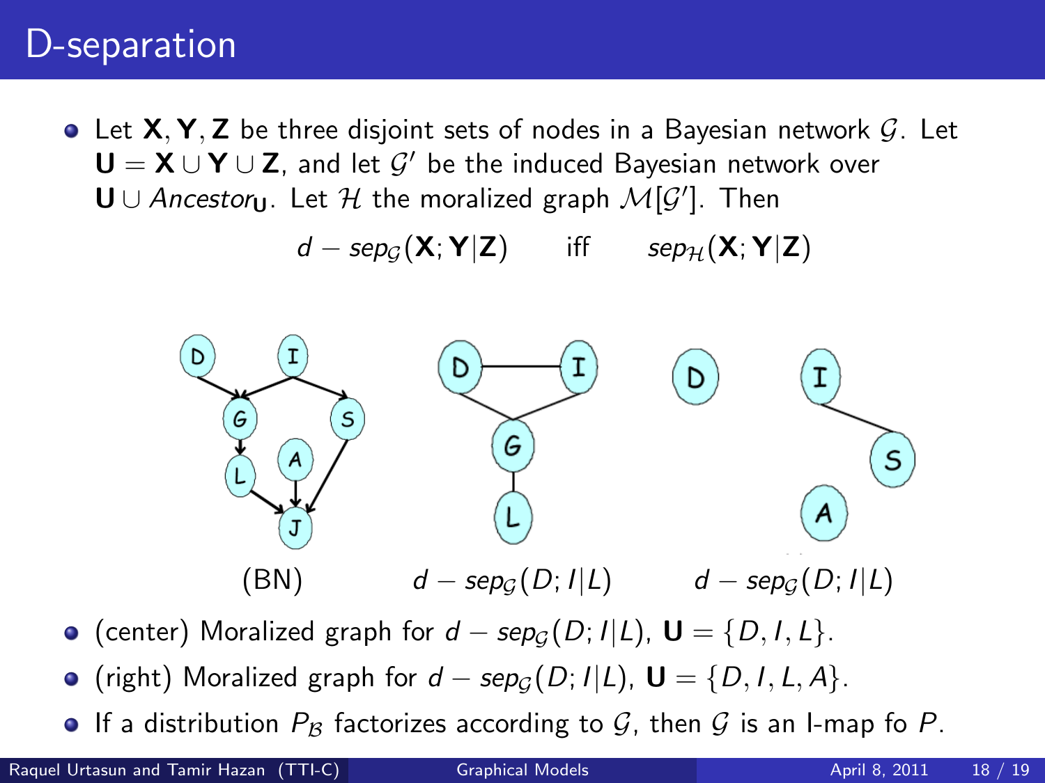# D-separation

- Let $\mathbf{X}, \mathbf{Y}, \mathbf{Z}$ be three disjoint sets of nodes in a Bayesian network $\mathcal{G}$. Let $\mathbf{U} = \mathbf{X} \cup \mathbf{Y} \cup \mathbf{Z}$, and let $\mathcal{G}'$ be the induced Bayesian network over $\mathbf{U} \cup Ancestor_{\mathbf{U}}$. Let $\mathcal{H}$ the moralized graph $\mathcal{M}[\mathcal{G}']$. Then

$$d - sep_{\mathcal{G}}(\mathbf{X}; \mathbf{Y}|\mathbf{Z}) \quad \text{iff} \quad sep_{\mathcal{H}}(\mathbf{X}; \mathbf{Y}|\mathbf{Z})$$

(BN) $\qquad d - sep_{\mathcal{G}}(D; I|L) \qquad d - sep_{\mathcal{G}}(D; I|L)$

- (center) Moralized graph for $d - sep_{\mathcal{G}}(D; I|L)$, $\mathbf{U} = \{D, I, L\}$.
- (right) Moralized graph for $d - sep_{\mathcal{G}}(D; I|L)$, $\mathbf{U} = \{D, I, L, A\}$.
- If a distribution $P_{\mathcal{B}}$ factorizes according to $\mathcal{G}$, then $\mathcal{G}$ is an I-map fo $P$.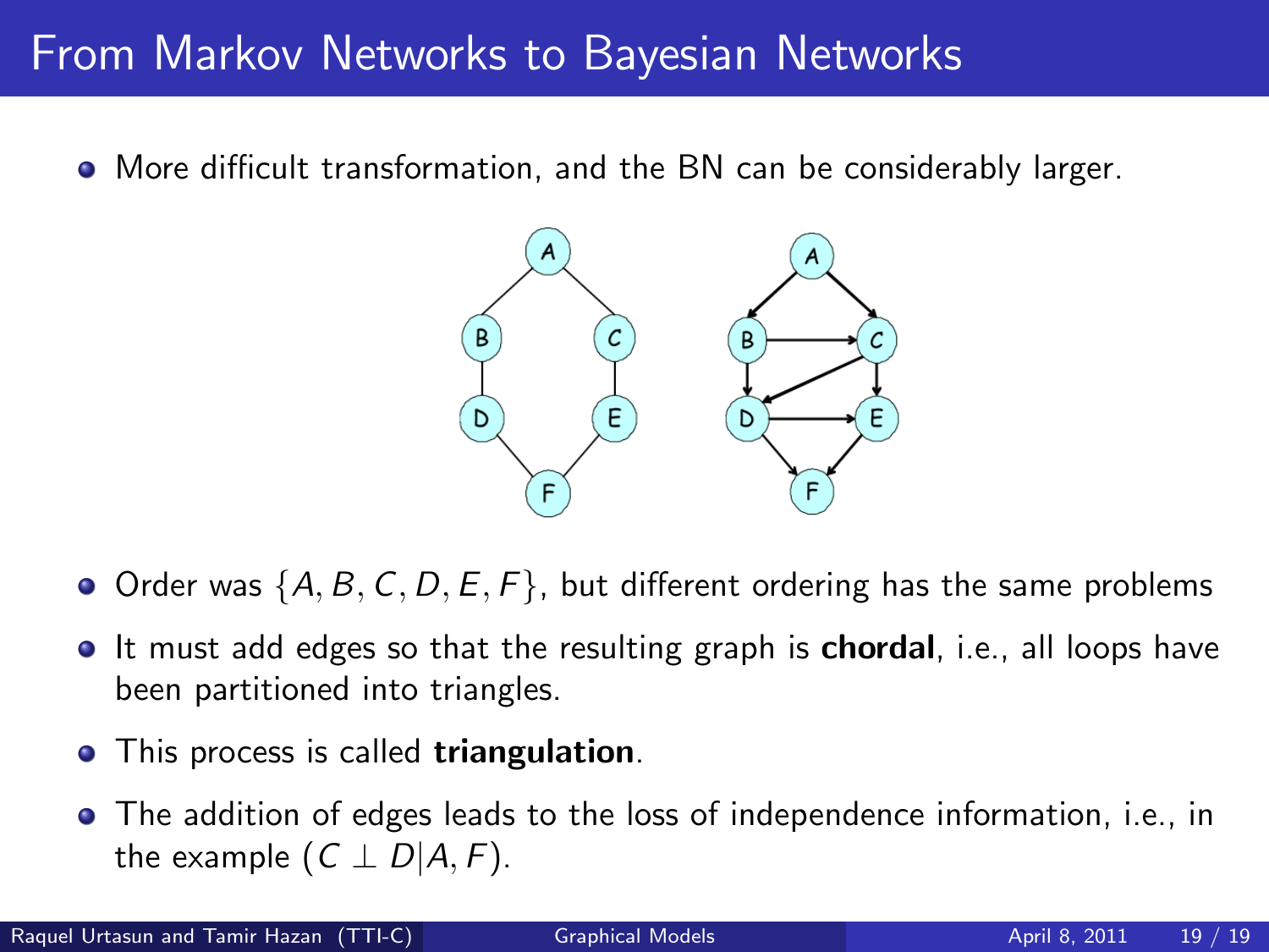# From Markov Networks to Bayesian Networks

- More difficult transformation, and the BN can be considerably larger.

- Order was $\{A, B, C, D, E, F\}$, but different ordering has the same problems
- It must add edges so that the resulting graph is **chordal**, i.e., all loops have been partitioned into triangles.
- This process is called **triangulation**.
- The addition of edges leads to the loss of independence information, i.e., in the example $(C \perp D | A, F)$.